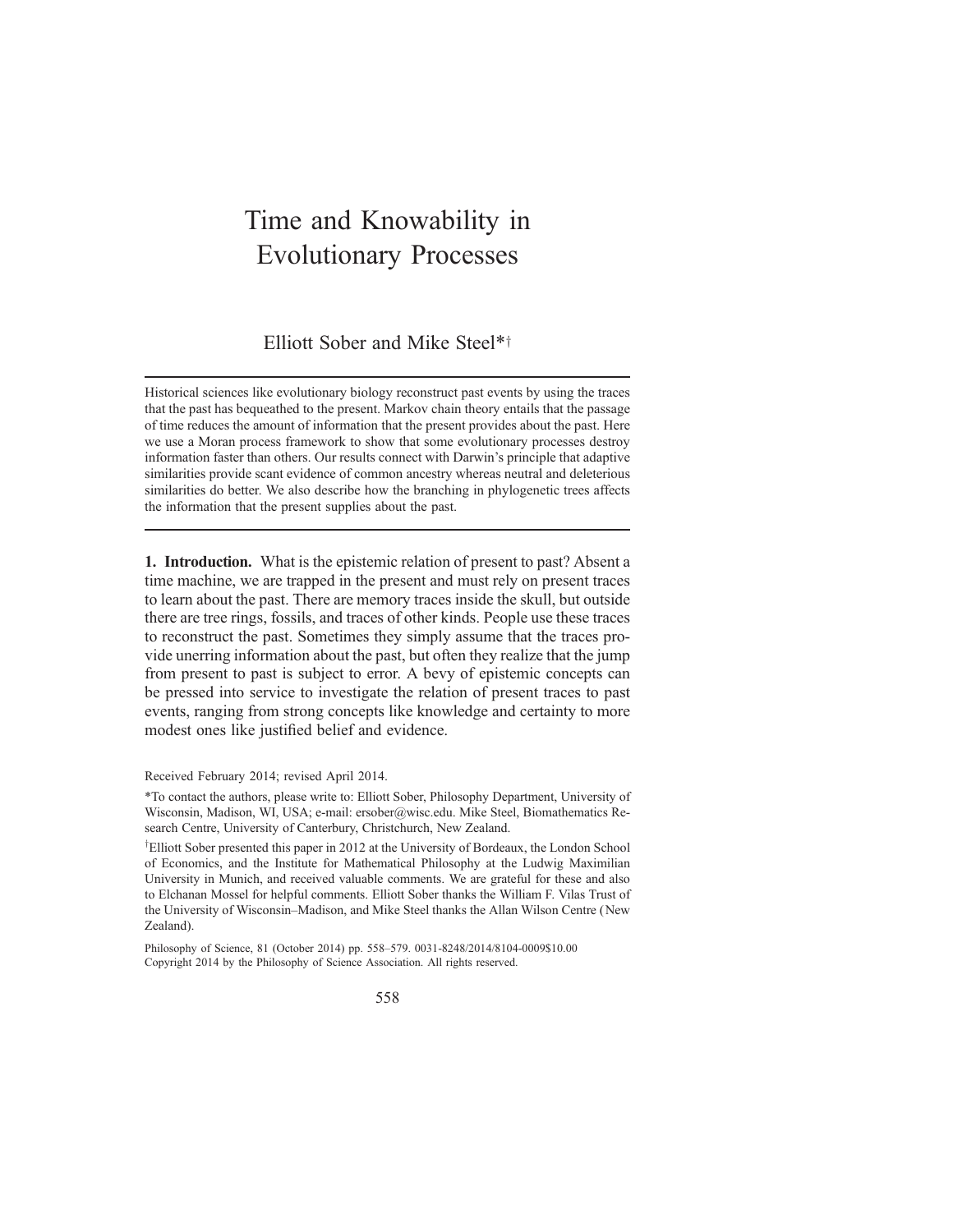# Time and Knowability in Evolutionary Processes

Elliott Sober and Mike Steel*[†]

Historical sciences like evolutionary biology reconstruct past events by using the traces that the past has bequeathed to the present. Markov chain theory entails that the passage of time reduces the amount of information that the present provides about the past. Here we use a Moran process framework to show that some evolutionary processes destroy information faster than others. Our results connect with Darwin's principle that adaptive similarities provide scant evidence of common ancestry whereas neutral and deleterious similarities do better. We also describe how the branching in phylogenetic trees affects the information that the present supplies about the past.

**1. Introduction.** What is the epistemic relation of present to past? Absent a time machine, we are trapped in the present and must rely on present traces to learn about the past. There are memory traces inside the skull, but outside there are tree rings, fossils, and traces of other kinds. People use these traces to reconstruct the past. Sometimes they simply assume that the traces provide unerring information about the past, but often they realize that the jump from present to past is subject to error. A bevy of epistemic concepts can be pressed into service to investigate the relation of present traces to past events, ranging from strong concepts like knowledge and certainty to more modest ones like justified belief and evidence.

Received February 2014; revised April 2014.

*To contact the authors, please write to: Elliott Sober, Philosophy Department, University of Wisconsin, Madison, WI, USA; e-mail: ersober@wisc.edu. Mike Steel, Biomathematics Research Centre, University of Canterbury, Christchurch, New Zealand.

[†]Elliott Sober presented this paper in 2012 at the University of Bordeaux, the London School of Economics, and the Institute for Mathematical Philosophy at the Ludwig Maximilian University in Munich, and received valuable comments. We are grateful for these and also to Elchanan Mossel for helpful comments. Elliott Sober thanks the William F. Vilas Trust of the University of Wisconsin–Madison, and Mike Steel thanks the Allan Wilson Centre (New Zealand).

Philosophy of Science, 81 (October 2014) pp. 558–579. 0031-8248/2014/8104-0009$10.00
Copyright 2014 by the Philosophy of Science Association. All rights reserved.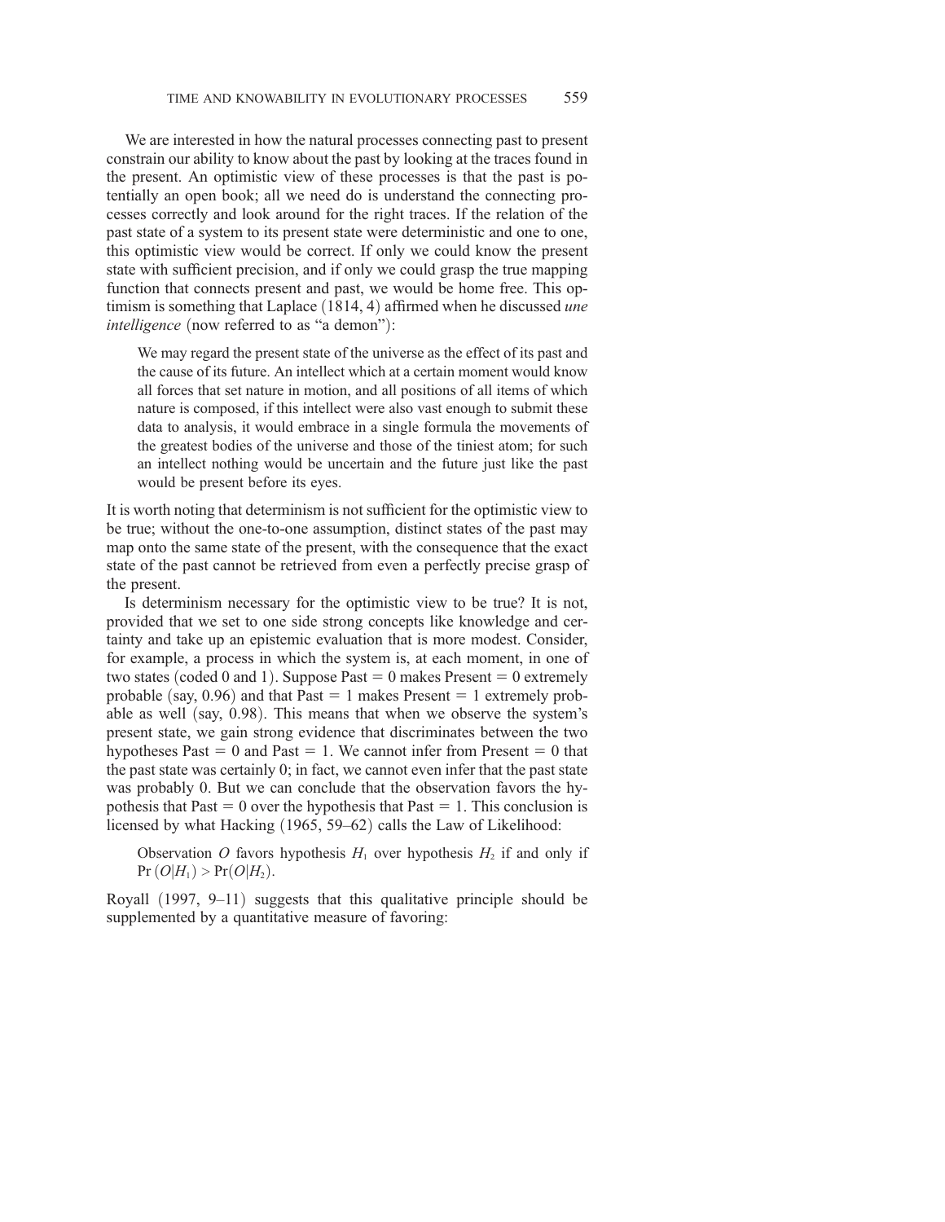We are interested in how the natural processes connecting past to present constrain our ability to know about the past by looking at the traces found in the present. An optimistic view of these processes is that the past is potentially an open book; all we need do is understand the connecting processes correctly and look around for the right traces. If the relation of the past state of a system to its present state were deterministic and one to one, this optimistic view would be correct. If only we could know the present state with sufficient precision, and if only we could grasp the true mapping function that connects present and past, we would be home free. This optimism is something that Laplace (1814, 4) affirmed when he discussed *une intelligence* (now referred to as "a demon"):

> We may regard the present state of the universe as the effect of its past and the cause of its future. An intellect which at a certain moment would know all forces that set nature in motion, and all positions of all items of which nature is composed, if this intellect were also vast enough to submit these data to analysis, it would embrace in a single formula the movements of the greatest bodies of the universe and those of the tiniest atom; for such an intellect nothing would be uncertain and the future just like the past would be present before its eyes.

It is worth noting that determinism is not sufficient for the optimistic view to be true; without the one-to-one assumption, distinct states of the past may map onto the same state of the present, with the consequence that the exact state of the past cannot be retrieved from even a perfectly precise grasp of the present.

Is determinism necessary for the optimistic view to be true? It is not, provided that we set to one side strong concepts like knowledge and certainty and take up an epistemic evaluation that is more modest. Consider, for example, a process in which the system is, at each moment, in one of two states (coded 0 and 1). Suppose Past = 0 makes Present = 0 extremely probable (say, 0.96) and that Past = 1 makes Present = 1 extremely probable as well (say, 0.98). This means that when we observe the system's present state, we gain strong evidence that discriminates between the two hypotheses Past = 0 and Past = 1. We cannot infer from Present = 0 that the past state was certainly 0; in fact, we cannot even infer that the past state was probably 0. But we can conclude that the observation favors the hypothesis that Past = 0 over the hypothesis that Past = 1. This conclusion is licensed by what Hacking (1965, 59–62) calls the Law of Likelihood:

> Observation $O$ favors hypothesis $H_1$ over hypothesis $H_2$ if and only if $\Pr(O|H_1) > \Pr(O|H_2)$.

Royall (1997, 9–11) suggests that this qualitative principle should be supplemented by a quantitative measure of favoring: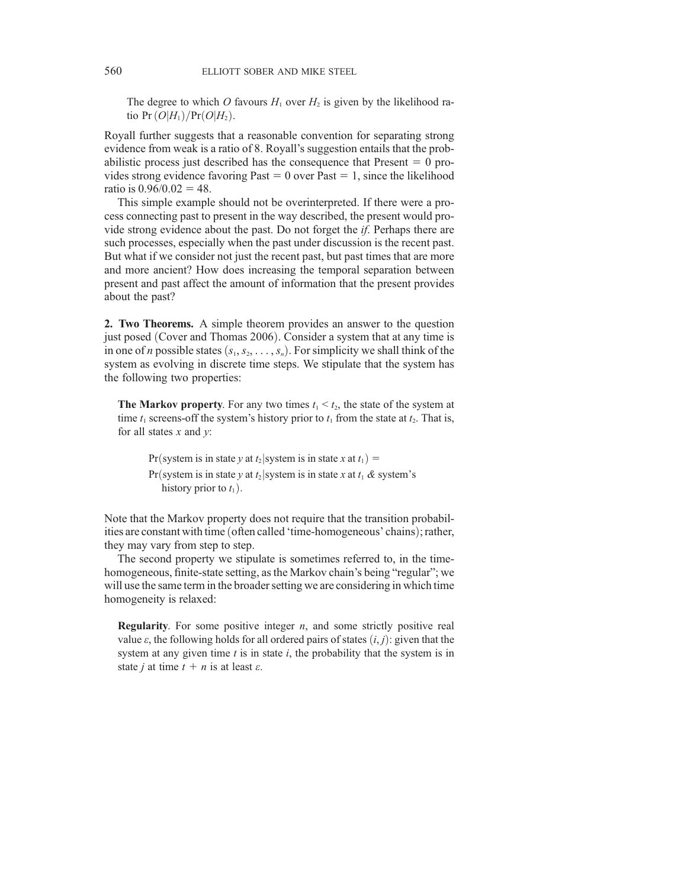> The degree to which $O$ favours $H_1$ over $H_2$ is given by the likelihood ratio $\Pr(O|H_1)/\Pr(O|H_2)$.

Royall further suggests that a reasonable convention for separating strong evidence from weak is a ratio of 8. Royall's suggestion entails that the probabilistic process just described has the consequence that Present = 0 provides strong evidence favoring Past = 0 over Past = 1, since the likelihood ratio is $0.96/0.02 = 48$.

This simple example should not be overinterpreted. If there were a process connecting past to present in the way described, the present would provide strong evidence about the past. Do not forget the *if*. Perhaps there are such processes, especially when the past under discussion is the recent past. But what if we consider not just the recent past, but past times that are more and more ancient? How does increasing the temporal separation between present and past affect the amount of information that the present provides about the past?

**2. Two Theorems.** A simple theorem provides an answer to the question just posed (Cover and Thomas 2006). Consider a system that at any time is in one of $n$ possible states $(s_1, s_2, \ldots, s_n)$. For simplicity we shall think of the system as evolving in discrete time steps. We stipulate that the system has the following two properties:

> **The Markov property**. For any two times $t_1 < t_2$, the state of the system at time $t_1$ screens-off the system's history prior to $t_1$ from the state at $t_2$. That is, for all states $x$ and $y$:
>
> Pr(system is in state $y$ at $t_2$|system is in state $x$ at $t_1$) =
> Pr(system is in state $y$ at $t_2$|system is in state $x$ at $t_1$ & system's history prior to $t_1$).

Note that the Markov property does not require that the transition probabilities are constant with time (often called 'time-homogeneous' chains); rather, they may vary from step to step.

The second property we stipulate is sometimes referred to, in the time-homogeneous, finite-state setting, as the Markov chain's being "regular"; we will use the same term in the broader setting we are considering in which time homogeneity is relaxed:

> **Regularity**. For some positive integer $n$, and some strictly positive real value $\varepsilon$, the following holds for all ordered pairs of states $(i, j)$: given that the system at any given time $t$ is in state $i$, the probability that the system is in state $j$ at time $t + n$ is at least $\varepsilon$.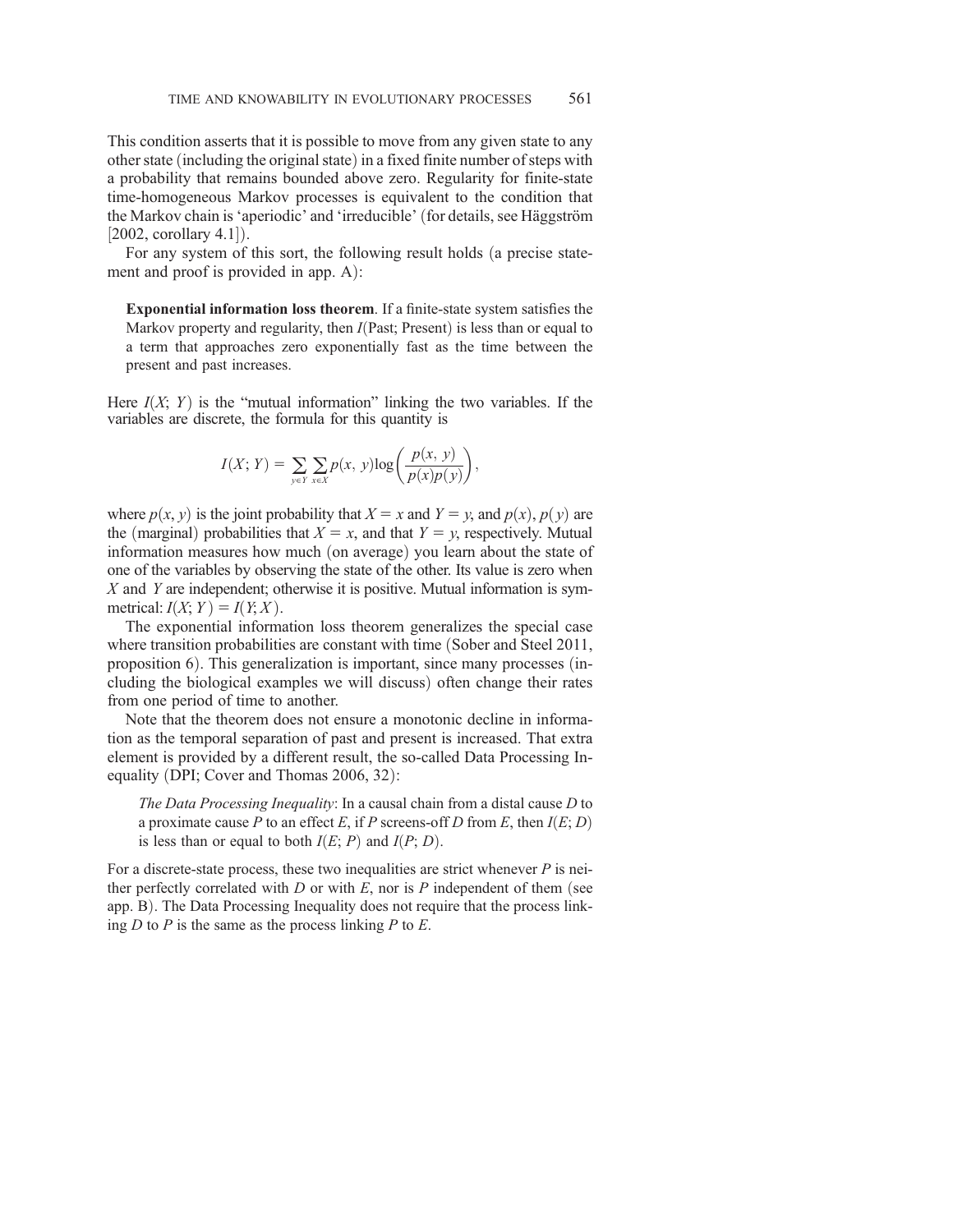This condition asserts that it is possible to move from any given state to any other state (including the original state) in a fixed finite number of steps with a probability that remains bounded above zero. Regularity for finite-state time-homogeneous Markov processes is equivalent to the condition that the Markov chain is 'aperiodic' and 'irreducible' (for details, see Häggström [2002, corollary 4.1]).

For any system of this sort, the following result holds (a precise statement and proof is provided in app. A):

> **Exponential information loss theorem**. If a finite-state system satisfies the Markov property and regularity, then $I(\text{Past; Present})$ is less than or equal to a term that approaches zero exponentially fast as the time between the present and past increases.

Here $I(X; Y)$ is the "mutual information" linking the two variables. If the variables are discrete, the formula for this quantity is

$$I(X; Y) = \sum_{y \in Y} \sum_{x \in X} p(x, y) \log\left(\frac{p(x, y)}{p(x)p(y)}\right),$$

where $p(x, y)$ is the joint probability that $X = x$ and $Y = y$, and $p(x)$, $p(y)$ are the (marginal) probabilities that $X = x$, and that $Y = y$, respectively. Mutual information measures how much (on average) you learn about the state of one of the variables by observing the state of the other. Its value is zero when $X$ and $Y$ are independent; otherwise it is positive. Mutual information is symmetrical: $I(X; Y) = I(Y; X)$.

The exponential information loss theorem generalizes the special case where transition probabilities are constant with time (Sober and Steel 2011, proposition 6). This generalization is important, since many processes (including the biological examples we will discuss) often change their rates from one period of time to another.

Note that the theorem does not ensure a monotonic decline in information as the temporal separation of past and present is increased. That extra element is provided by a different result, the so-called Data Processing Inequality (DPI; Cover and Thomas 2006, 32):

> *The Data Processing Inequality*: In a causal chain from a distal cause $D$ to a proximate cause $P$ to an effect $E$, if $P$ screens-off $D$ from $E$, then $I(E; D)$ is less than or equal to both $I(E; P)$ and $I(P; D)$.

For a discrete-state process, these two inequalities are strict whenever $P$ is neither perfectly correlated with $D$ or with $E$, nor is $P$ independent of them (see app. B). The Data Processing Inequality does not require that the process linking $D$ to $P$ is the same as the process linking $P$ to $E$.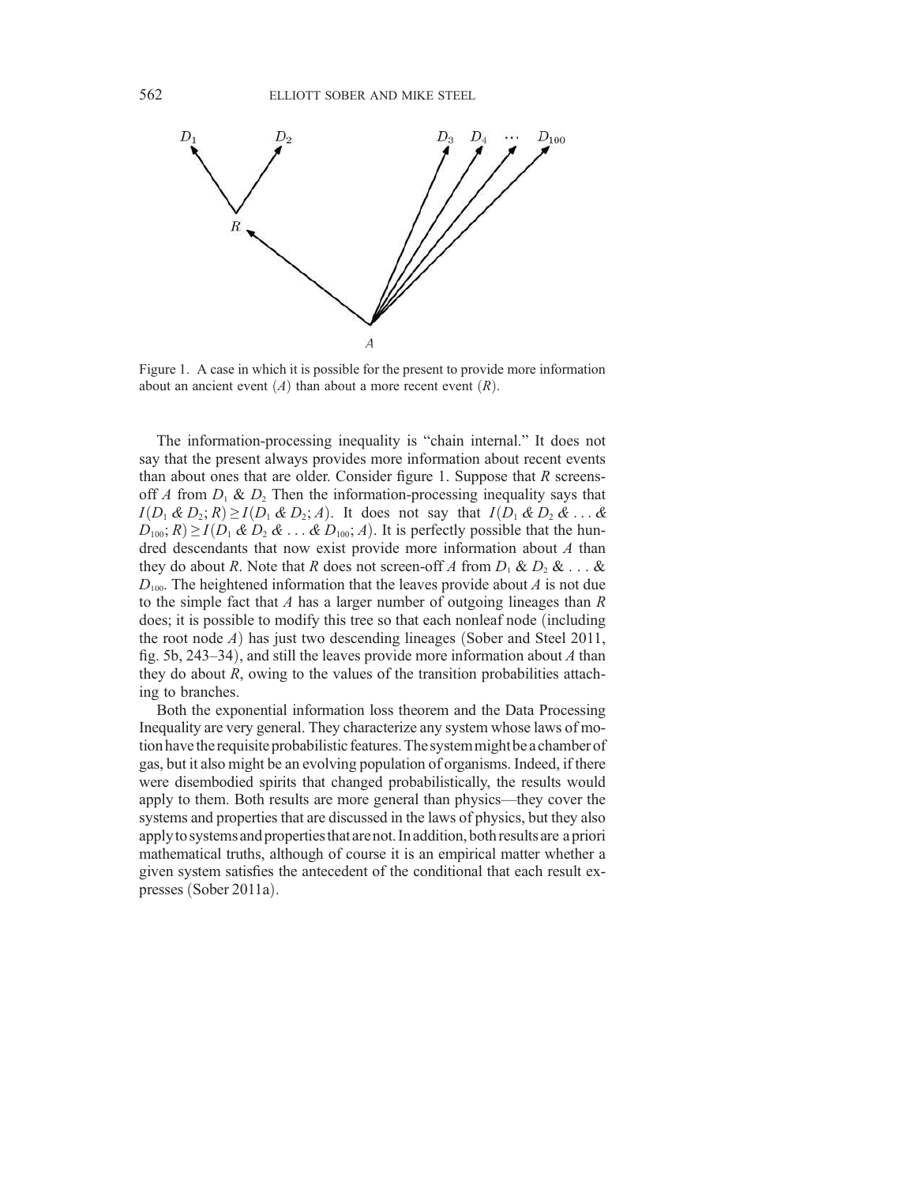Figure 1. A case in which it is possible for the present to provide more information about an ancient event ($A$) than about a more recent event ($R$).

The information-processing inequality is "chain internal." It does not say that the present always provides more information about recent events than about ones that are older. Consider figure 1. Suppose that $R$ screens-off $A$ from $D_1$ & $D_2$ Then the information-processing inequality says that $I(D_1 \,\&\, D_2; R) \geq I(D_1 \,\&\, D_2; A)$. It does not say that $I(D_1 \,\&\, D_2 \,\&\, \ldots \,\&\, D_{100}; R) \geq I(D_1 \,\&\, D_2 \,\&\, \ldots \,\&\, D_{100}; A)$. It is perfectly possible that the hundred descendants that now exist provide more information about $A$ than they do about $R$. Note that $R$ does not screen-off $A$ from $D_1$ & $D_2$ & . . . & $D_{100}$. The heightened information that the leaves provide about $A$ is not due to the simple fact that $A$ has a larger number of outgoing lineages than $R$ does; it is possible to modify this tree so that each nonleaf node (including the root node $A$) has just two descending lineages (Sober and Steel 2011, fig. 5b, 243–34), and still the leaves provide more information about $A$ than they do about $R$, owing to the values of the transition probabilities attaching to branches.

Both the exponential information loss theorem and the Data Processing Inequality are very general. They characterize any system whose laws of motion have the requisite probabilistic features. The system might be a chamber of gas, but it also might be an evolving population of organisms. Indeed, if there were disembodied spirits that changed probabilistically, the results would apply to them. Both results are more general than physics—they cover the systems and properties that are discussed in the laws of physics, but they also apply to systems and properties that are not. In addition, both results are a priori mathematical truths, although of course it is an empirical matter whether a given system satisfies the antecedent of the conditional that each result expresses (Sober 2011a).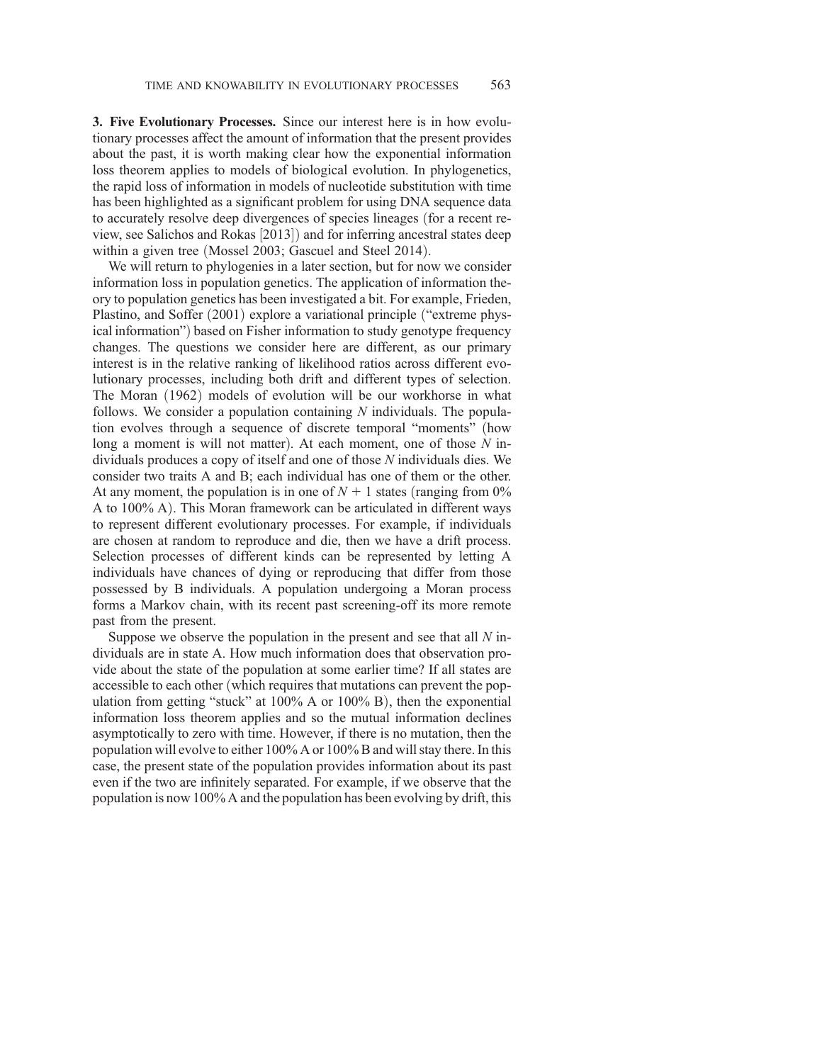**3. Five Evolutionary Processes.** Since our interest here is in how evolutionary processes affect the amount of information that the present provides about the past, it is worth making clear how the exponential information loss theorem applies to models of biological evolution. In phylogenetics, the rapid loss of information in models of nucleotide substitution with time has been highlighted as a significant problem for using DNA sequence data to accurately resolve deep divergences of species lineages (for a recent review, see Salichos and Rokas [2013]) and for inferring ancestral states deep within a given tree (Mossel 2003; Gascuel and Steel 2014).

We will return to phylogenies in a later section, but for now we consider information loss in population genetics. The application of information theory to population genetics has been investigated a bit. For example, Frieden, Plastino, and Soffer (2001) explore a variational principle ("extreme physical information") based on Fisher information to study genotype frequency changes. The questions we consider here are different, as our primary interest is in the relative ranking of likelihood ratios across different evolutionary processes, including both drift and different types of selection. The Moran (1962) models of evolution will be our workhorse in what follows. We consider a population containing $N$ individuals. The population evolves through a sequence of discrete temporal "moments" (how long a moment is will not matter). At each moment, one of those $N$ individuals produces a copy of itself and one of those $N$ individuals dies. We consider two traits A and B; each individual has one of them or the other. At any moment, the population is in one of $N + 1$ states (ranging from 0% A to 100% A). This Moran framework can be articulated in different ways to represent different evolutionary processes. For example, if individuals are chosen at random to reproduce and die, then we have a drift process. Selection processes of different kinds can be represented by letting A individuals have chances of dying or reproducing that differ from those possessed by B individuals. A population undergoing a Moran process forms a Markov chain, with its recent past screening-off its more remote past from the present.

Suppose we observe the population in the present and see that all $N$ individuals are in state A. How much information does that observation provide about the state of the population at some earlier time? If all states are accessible to each other (which requires that mutations can prevent the population from getting "stuck" at 100% A or 100% B), then the exponential information loss theorem applies and so the mutual information declines asymptotically to zero with time. However, if there is no mutation, then the population will evolve to either 100% A or 100% B and will stay there. In this case, the present state of the population provides information about its past even if the two are infinitely separated. For example, if we observe that the population is now 100% A and the population has been evolving by drift, this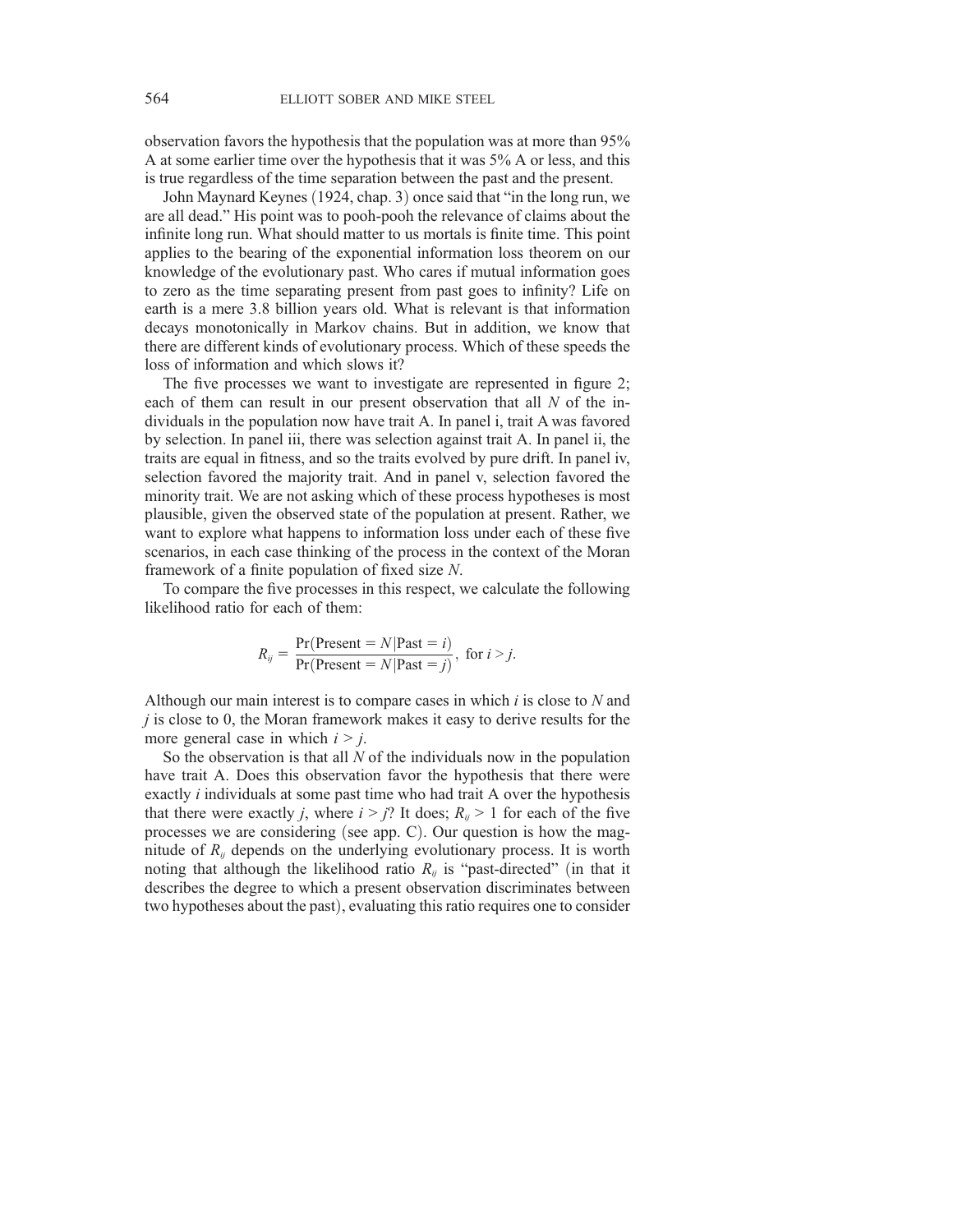observation favors the hypothesis that the population was at more than 95% A at some earlier time over the hypothesis that it was 5% A or less, and this is true regardless of the time separation between the past and the present.

John Maynard Keynes (1924, chap. 3) once said that "in the long run, we are all dead." His point was to pooh-pooh the relevance of claims about the infinite long run. What should matter to us mortals is finite time. This point applies to the bearing of the exponential information loss theorem on our knowledge of the evolutionary past. Who cares if mutual information goes to zero as the time separating present from past goes to infinity? Life on earth is a mere 3.8 billion years old. What is relevant is that information decays monotonically in Markov chains. But in addition, we know that there are different kinds of evolutionary process. Which of these speeds the loss of information and which slows it?

The five processes we want to investigate are represented in figure 2; each of them can result in our present observation that all $N$ of the individuals in the population now have trait A. In panel i, trait A was favored by selection. In panel iii, there was selection against trait A. In panel ii, the traits are equal in fitness, and so the traits evolved by pure drift. In panel iv, selection favored the majority trait. And in panel v, selection favored the minority trait. We are not asking which of these process hypotheses is most plausible, given the observed state of the population at present. Rather, we want to explore what happens to information loss under each of these five scenarios, in each case thinking of the process in the context of the Moran framework of a finite population of fixed size $N$.

To compare the five processes in this respect, we calculate the following likelihood ratio for each of them:

$$R_{ij} = \frac{\Pr(\text{Present} = N|\text{Past} = i)}{\Pr(\text{Present} = N|\text{Past} = j)}, \text{ for } i > j.$$

Although our main interest is to compare cases in which $i$ is close to $N$ and $j$ is close to 0, the Moran framework makes it easy to derive results for the more general case in which $i > j$.

So the observation is that all $N$ of the individuals now in the population have trait A. Does this observation favor the hypothesis that there were exactly $i$ individuals at some past time who had trait A over the hypothesis that there were exactly $j$, where $i > j$? It does; $R_{ij} > 1$ for each of the five processes we are considering (see app. C). Our question is how the magnitude of $R_{ij}$ depends on the underlying evolutionary process. It is worth noting that although the likelihood ratio $R_{ij}$ is "past-directed" (in that it describes the degree to which a present observation discriminates between two hypotheses about the past), evaluating this ratio requires one to consider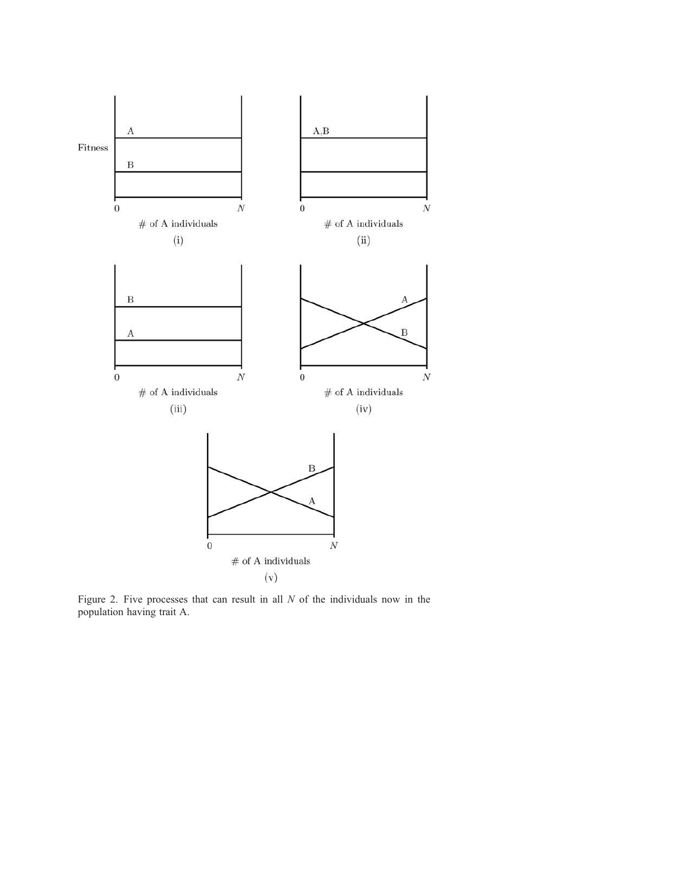Figure 2. Five processes that can result in all $N$ of the individuals now in the population having trait A.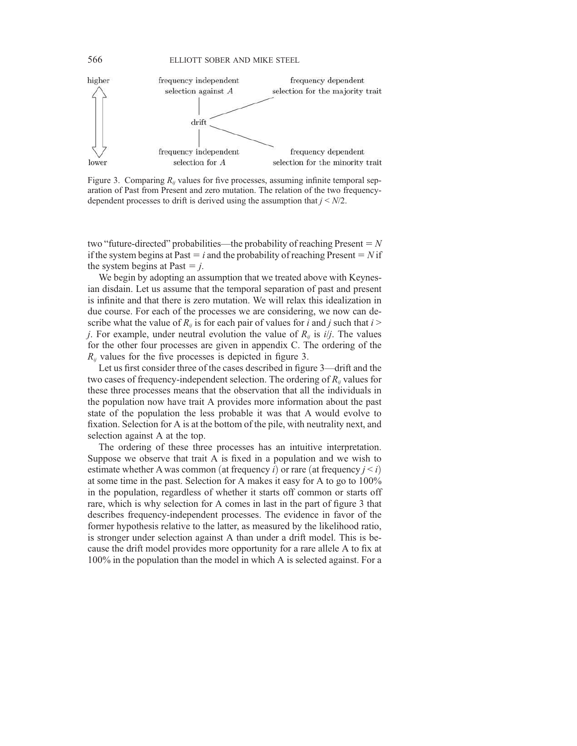higher — frequency independent selection against $A$ — frequency dependent selection for the majority trait

drift

lower — frequency independent selection for $A$ — frequency dependent selection for the minority trait

Figure 3. Comparing $R_{ij}$ values for five processes, assuming infinite temporal separation of Past from Present and zero mutation. The relation of the two frequency-dependent processes to drift is derived using the assumption that $j < N/2$.

two "future-directed" probabilities—the probability of reaching Present = $N$ if the system begins at Past = $i$ and the probability of reaching Present = $N$ if the system begins at Past = $j$.

We begin by adopting an assumption that we treated above with Keynesian disdain. Let us assume that the temporal separation of past and present is infinite and that there is zero mutation. We will relax this idealization in due course. For each of the processes we are considering, we now can describe what the value of $R_{ij}$ is for each pair of values for $i$ and $j$ such that $i > j$. For example, under neutral evolution the value of $R_{ij}$ is $i/j$. The values for the other four processes are given in appendix C. The ordering of the $R_{ij}$ values for the five processes is depicted in figure 3.

Let us first consider three of the cases described in figure 3—drift and the two cases of frequency-independent selection. The ordering of $R_{ij}$ values for these three processes means that the observation that all the individuals in the population now have trait A provides more information about the past state of the population the less probable it was that A would evolve to fixation. Selection for A is at the bottom of the pile, with neutrality next, and selection against A at the top.

The ordering of these three processes has an intuitive interpretation. Suppose we observe that trait A is fixed in a population and we wish to estimate whether A was common (at frequency $i$) or rare (at frequency $j < i$) at some time in the past. Selection for A makes it easy for A to go to 100% in the population, regardless of whether it starts off common or starts off rare, which is why selection for A comes in last in the part of figure 3 that describes frequency-independent processes. The evidence in favor of the former hypothesis relative to the latter, as measured by the likelihood ratio, is stronger under selection against A than under a drift model. This is because the drift model provides more opportunity for a rare allele A to fix at 100% in the population than the model in which A is selected against. For a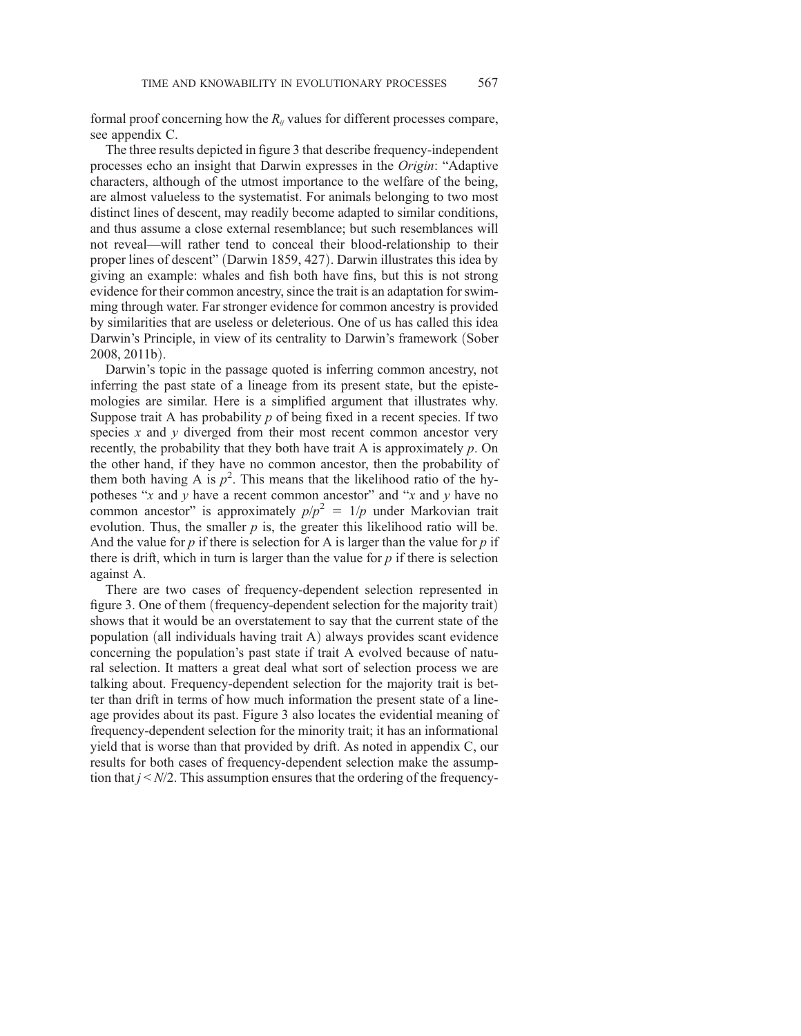formal proof concerning how the $R_{ij}$ values for different processes compare, see appendix C.

The three results depicted in figure 3 that describe frequency-independent processes echo an insight that Darwin expresses in the *Origin*: "Adaptive characters, although of the utmost importance to the welfare of the being, are almost valueless to the systematist. For animals belonging to two most distinct lines of descent, may readily become adapted to similar conditions, and thus assume a close external resemblance; but such resemblances will not reveal—will rather tend to conceal their blood-relationship to their proper lines of descent" (Darwin 1859, 427). Darwin illustrates this idea by giving an example: whales and fish both have fins, but this is not strong evidence for their common ancestry, since the trait is an adaptation for swimming through water. Far stronger evidence for common ancestry is provided by similarities that are useless or deleterious. One of us has called this idea Darwin's Principle, in view of its centrality to Darwin's framework (Sober 2008, 2011b).

Darwin's topic in the passage quoted is inferring common ancestry, not inferring the past state of a lineage from its present state, but the epistemologies are similar. Here is a simplified argument that illustrates why. Suppose trait A has probability $p$ of being fixed in a recent species. If two species $x$ and $y$ diverged from their most recent common ancestor very recently, the probability that they both have trait A is approximately $p$. On the other hand, if they have no common ancestor, then the probability of them both having A is $p^2$. This means that the likelihood ratio of the hypotheses "$x$ and $y$ have a recent common ancestor" and "$x$ and $y$ have no common ancestor" is approximately $p/p^2 = 1/p$ under Markovian trait evolution. Thus, the smaller $p$ is, the greater this likelihood ratio will be. And the value for $p$ if there is selection for A is larger than the value for $p$ if there is drift, which in turn is larger than the value for $p$ if there is selection against A.

There are two cases of frequency-dependent selection represented in figure 3. One of them (frequency-dependent selection for the majority trait) shows that it would be an overstatement to say that the current state of the population (all individuals having trait A) always provides scant evidence concerning the population's past state if trait A evolved because of natural selection. It matters a great deal what sort of selection process we are talking about. Frequency-dependent selection for the majority trait is better than drift in terms of how much information the present state of a lineage provides about its past. Figure 3 also locates the evidential meaning of frequency-dependent selection for the minority trait; it has an informational yield that is worse than that provided by drift. As noted in appendix C, our results for both cases of frequency-dependent selection make the assumption that $j < N/2$. This assumption ensures that the ordering of the frequency-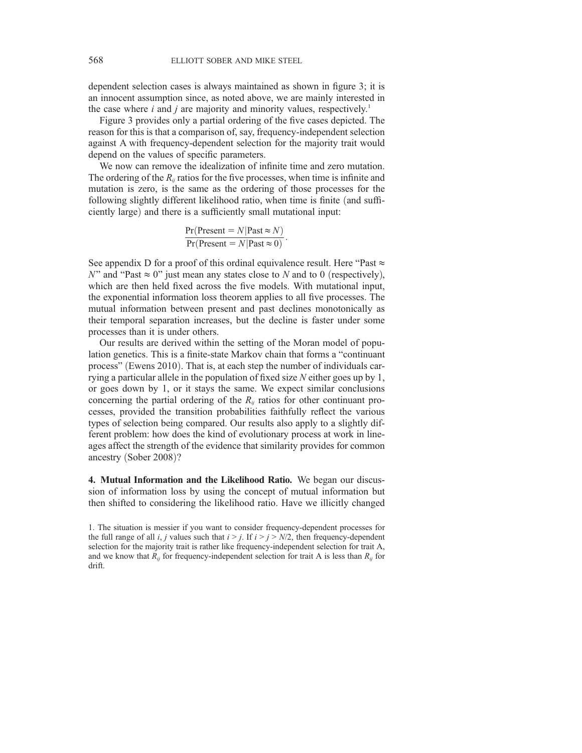dependent selection cases is always maintained as shown in figure 3; it is an innocent assumption since, as noted above, we are mainly interested in the case where $i$ and $j$ are majority and minority values, respectively.[1]

Figure 3 provides only a partial ordering of the five cases depicted. The reason for this is that a comparison of, say, frequency-independent selection against A with frequency-dependent selection for the majority trait would depend on the values of specific parameters.

We now can remove the idealization of infinite time and zero mutation. The ordering of the $R_{ij}$ ratios for the five processes, when time is infinite and mutation is zero, is the same as the ordering of those processes for the following slightly different likelihood ratio, when time is finite (and sufficiently large) and there is a sufficiently small mutational input:

$$\frac{\Pr(\text{Present} = N|\text{Past} \approx N)}{\Pr(\text{Present} = N|\text{Past} \approx 0)}.$$

See appendix D for a proof of this ordinal equivalence result. Here "Past $\approx N$" and "Past $\approx 0$" just mean any states close to $N$ and to 0 (respectively), which are then held fixed across the five models. With mutational input, the exponential information loss theorem applies to all five processes. The mutual information between present and past declines monotonically as their temporal separation increases, but the decline is faster under some processes than it is under others.

Our results are derived within the setting of the Moran model of population genetics. This is a finite-state Markov chain that forms a "continuant process" (Ewens 2010). That is, at each step the number of individuals carrying a particular allele in the population of fixed size $N$ either goes up by 1, or goes down by 1, or it stays the same. We expect similar conclusions concerning the partial ordering of the $R_{ij}$ ratios for other continuant processes, provided the transition probabilities faithfully reflect the various types of selection being compared. Our results also apply to a slightly different problem: how does the kind of evolutionary process at work in lineages affect the strength of the evidence that similarity provides for common ancestry (Sober 2008)?

**4. Mutual Information and the Likelihood Ratio.** We began our discussion of information loss by using the concept of mutual information but then shifted to considering the likelihood ratio. Have we illicitly changed

1. The situation is messier if you want to consider frequency-dependent processes for the full range of all $i$, $j$ values such that $i > j$. If $i > j > N/2$, then frequency-dependent selection for the majority trait is rather like frequency-independent selection for trait A, and we know that $R_{ij}$ for frequency-independent selection for trait A is less than $R_{ij}$ for drift.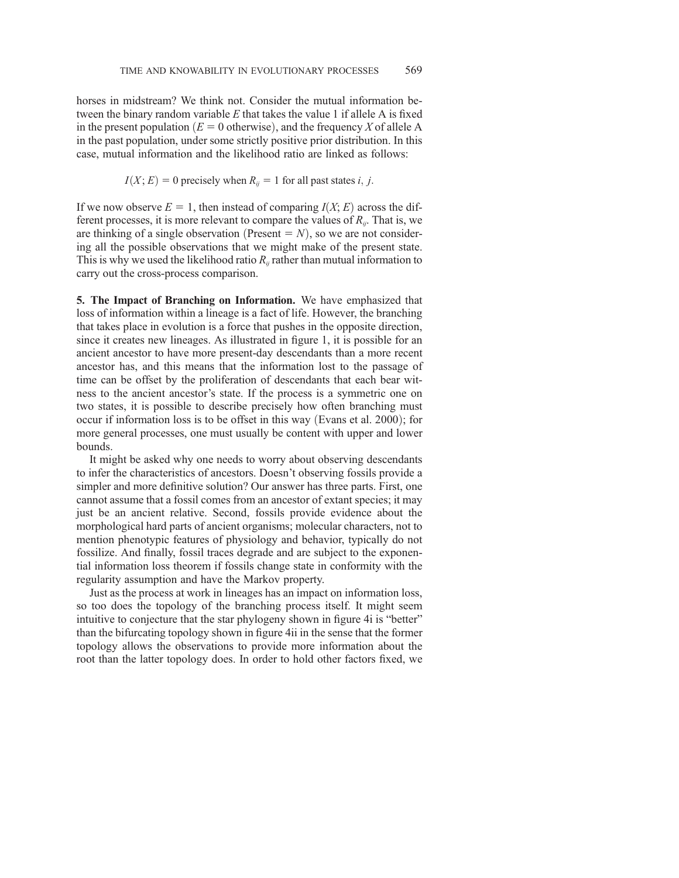horses in midstream? We think not. Consider the mutual information between the binary random variable $E$ that takes the value 1 if allele A is fixed in the present population ($E = 0$ otherwise), and the frequency $X$ of allele A in the past population, under some strictly positive prior distribution. In this case, mutual information and the likelihood ratio are linked as follows:

$$I(X; E) = 0 \text{ precisely when } R_{ij} = 1 \text{ for all past states } i, j.$$

If we now observe $E = 1$, then instead of comparing $I(X; E)$ across the different processes, it is more relevant to compare the values of $R_{ij}$. That is, we are thinking of a single observation (Present $= N$), so we are not considering all the possible observations that we might make of the present state. This is why we used the likelihood ratio $R_{ij}$ rather than mutual information to carry out the cross-process comparison.

**5. The Impact of Branching on Information.** We have emphasized that loss of information within a lineage is a fact of life. However, the branching that takes place in evolution is a force that pushes in the opposite direction, since it creates new lineages. As illustrated in figure 1, it is possible for an ancient ancestor to have more present-day descendants than a more recent ancestor has, and this means that the information lost to the passage of time can be offset by the proliferation of descendants that each bear witness to the ancient ancestor's state. If the process is a symmetric one on two states, it is possible to describe precisely how often branching must occur if information loss is to be offset in this way (Evans et al. 2000); for more general processes, one must usually be content with upper and lower bounds.

It might be asked why one needs to worry about observing descendants to infer the characteristics of ancestors. Doesn't observing fossils provide a simpler and more definitive solution? Our answer has three parts. First, one cannot assume that a fossil comes from an ancestor of extant species; it may just be an ancient relative. Second, fossils provide evidence about the morphological hard parts of ancient organisms; molecular characters, not to mention phenotypic features of physiology and behavior, typically do not fossilize. And finally, fossil traces degrade and are subject to the exponential information loss theorem if fossils change state in conformity with the regularity assumption and have the Markov property.

Just as the process at work in lineages has an impact on information loss, so too does the topology of the branching process itself. It might seem intuitive to conjecture that the star phylogeny shown in figure 4i is "better" than the bifurcating topology shown in figure 4ii in the sense that the former topology allows the observations to provide more information about the root than the latter topology does. In order to hold other factors fixed, we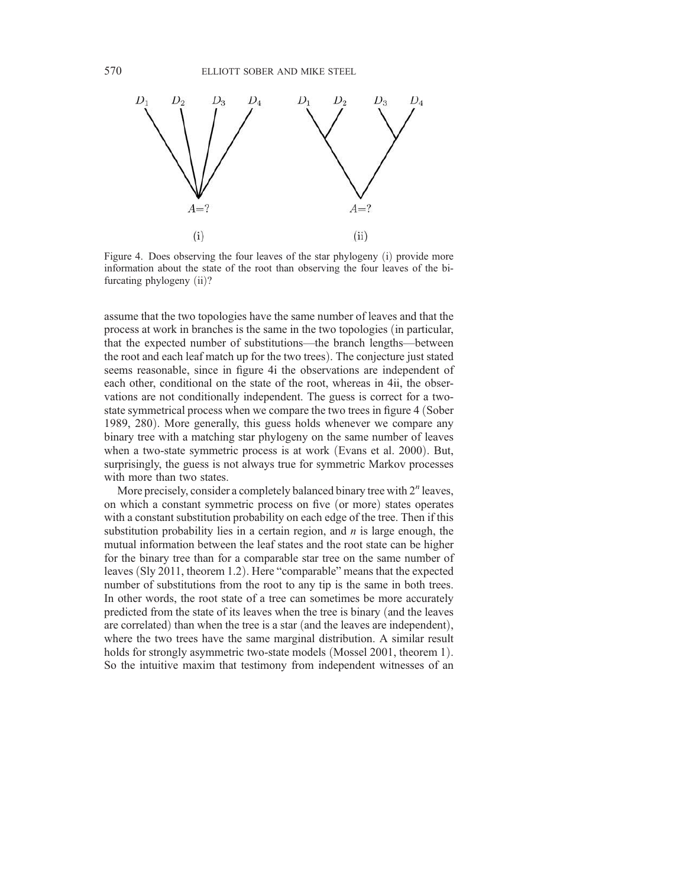Figure 4. Does observing the four leaves of the star phylogeny (i) provide more information about the state of the root than observing the four leaves of the bifurcating phylogeny (ii)?

assume that the two topologies have the same number of leaves and that the process at work in branches is the same in the two topologies (in particular, that the expected number of substitutions—the branch lengths—between the root and each leaf match up for the two trees). The conjecture just stated seems reasonable, since in figure 4i the observations are independent of each other, conditional on the state of the root, whereas in 4ii, the observations are not conditionally independent. The guess is correct for a two-state symmetrical process when we compare the two trees in figure 4 (Sober 1989, 280). More generally, this guess holds whenever we compare any binary tree with a matching star phylogeny on the same number of leaves when a two-state symmetric process is at work (Evans et al. 2000). But, surprisingly, the guess is not always true for symmetric Markov processes with more than two states.

More precisely, consider a completely balanced binary tree with $2^n$ leaves, on which a constant symmetric process on five (or more) states operates with a constant substitution probability on each edge of the tree. Then if this substitution probability lies in a certain region, and $n$ is large enough, the mutual information between the leaf states and the root state can be higher for the binary tree than for a comparable star tree on the same number of leaves (Sly 2011, theorem 1.2). Here "comparable" means that the expected number of substitutions from the root to any tip is the same in both trees. In other words, the root state of a tree can sometimes be more accurately predicted from the state of its leaves when the tree is binary (and the leaves are correlated) than when the tree is a star (and the leaves are independent), where the two trees have the same marginal distribution. A similar result holds for strongly asymmetric two-state models (Mossel 2001, theorem 1). So the intuitive maxim that testimony from independent witnesses of an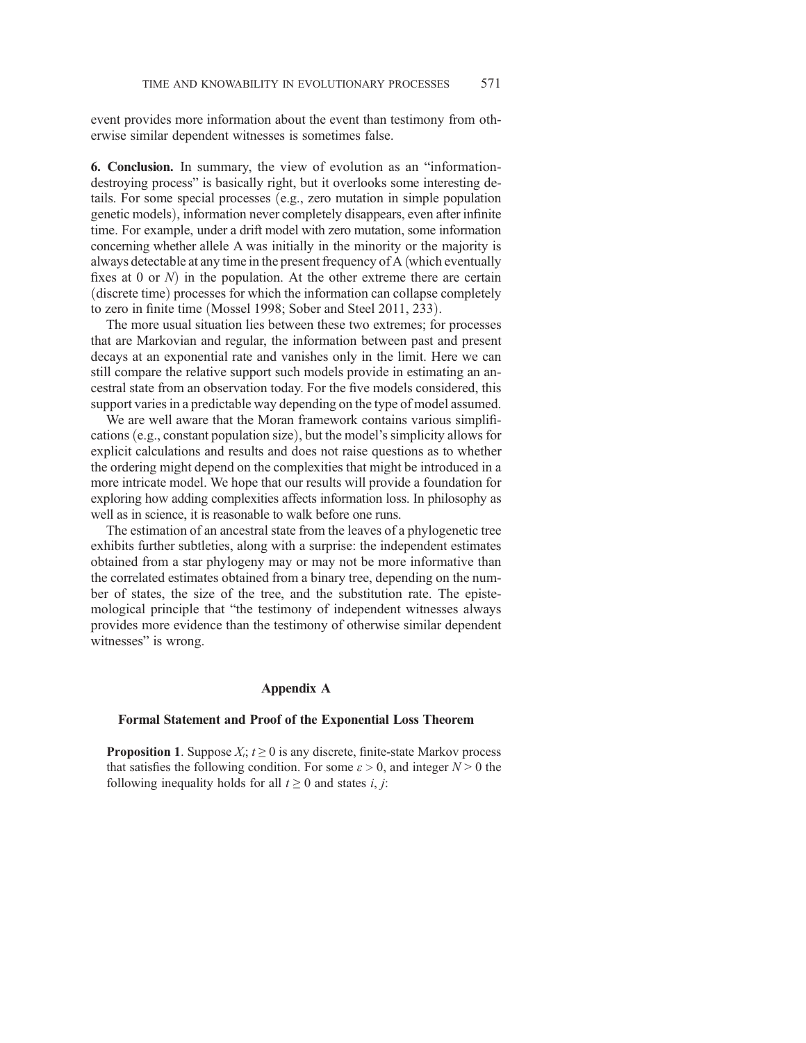event provides more information about the event than testimony from otherwise similar dependent witnesses is sometimes false.

**6. Conclusion.** In summary, the view of evolution as an "information-destroying process" is basically right, but it overlooks some interesting details. For some special processes (e.g., zero mutation in simple population genetic models), information never completely disappears, even after infinite time. For example, under a drift model with zero mutation, some information concerning whether allele A was initially in the minority or the majority is always detectable at any time in the present frequency of A (which eventually fixes at 0 or $N$) in the population. At the other extreme there are certain (discrete time) processes for which the information can collapse completely to zero in finite time (Mossel 1998; Sober and Steel 2011, 233).

The more usual situation lies between these two extremes; for processes that are Markovian and regular, the information between past and present decays at an exponential rate and vanishes only in the limit. Here we can still compare the relative support such models provide in estimating an ancestral state from an observation today. For the five models considered, this support varies in a predictable way depending on the type of model assumed.

We are well aware that the Moran framework contains various simplifications (e.g., constant population size), but the model's simplicity allows for explicit calculations and results and does not raise questions as to whether the ordering might depend on the complexities that might be introduced in a more intricate model. We hope that our results will provide a foundation for exploring how adding complexities affects information loss. In philosophy as well as in science, it is reasonable to walk before one runs.

The estimation of an ancestral state from the leaves of a phylogenetic tree exhibits further subtleties, along with a surprise: the independent estimates obtained from a star phylogeny may or may not be more informative than the correlated estimates obtained from a binary tree, depending on the number of states, the size of the tree, and the substitution rate. The epistemological principle that "the testimony of independent witnesses always provides more evidence than the testimony of otherwise similar dependent witnesses" is wrong.

## Appendix A

### Formal Statement and Proof of the Exponential Loss Theorem

**Proposition 1**. Suppose $X_t$; $t \geq 0$ is any discrete, finite-state Markov process that satisfies the following condition. For some $\varepsilon > 0$, and integer $N > 0$ the following inequality holds for all $t \geq 0$ and states $i, j$: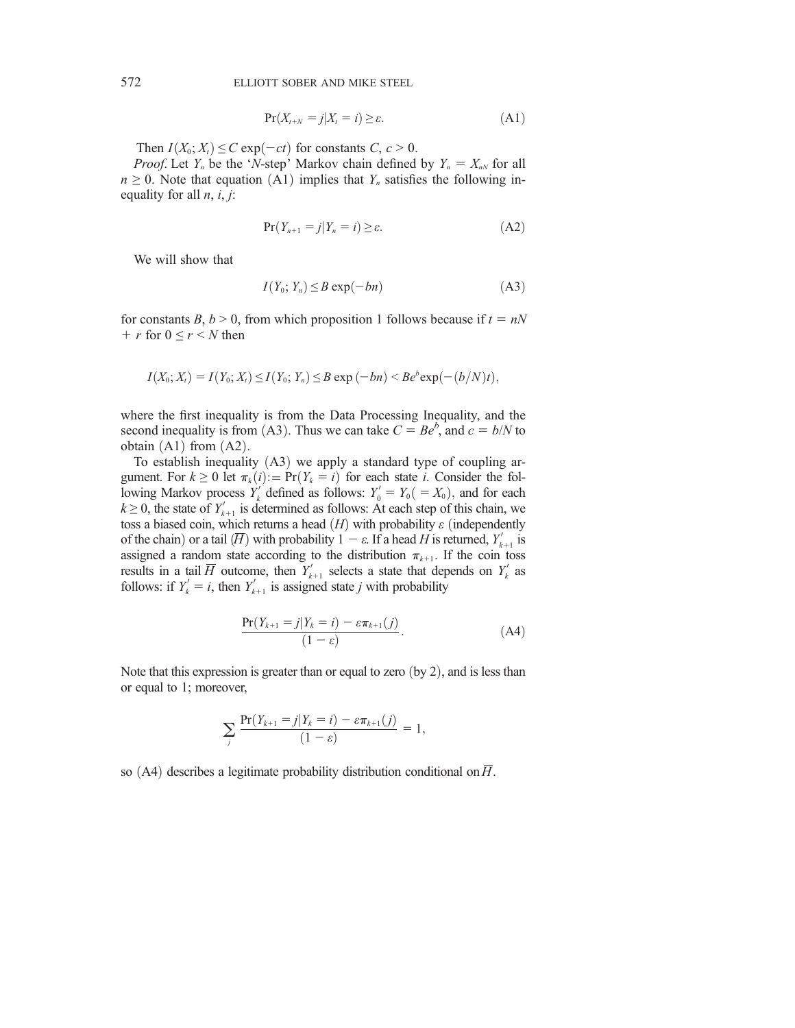$$\Pr(X_{t+N} = j | X_t = i) \geq \varepsilon. \tag{A1}$$

Then $I(X_0; X_t) \leq C \exp(-ct)$ for constants $C, c > 0$.

*Proof.* Let $Y_n$ be the '$N$-step' Markov chain defined by $Y_n = X_{nN}$ for all $n \geq 0$. Note that equation (A1) implies that $Y_n$ satisfies the following inequality for all $n, i, j$:

$$\Pr(Y_{n+1} = j | Y_n = i) \geq \varepsilon. \tag{A2}$$

We will show that

$$I(Y_0; Y_n) \leq B \exp(-bn) \tag{A3}$$

for constants $B, b > 0$, from which proposition 1 follows because if $t = nN + r$ for $0 \leq r < N$ then

$$I(X_0; X_t) = I(Y_0; X_t) \leq I(Y_0; Y_n) \leq B \exp(-bn) < Be^b \exp(-(b/N)t),$$

where the first inequality is from the Data Processing Inequality, and the second inequality is from (A3). Thus we can take $C = Be^b$, and $c = b/N$ to obtain (A1) from (A2).

To establish inequality (A3) we apply a standard type of coupling argument. For $k \geq 0$ let $\pi_k(i) := \Pr(Y_k = i)$ for each state $i$. Consider the following Markov process $Y_k'$ defined as follows: $Y_0' = Y_0 (= X_0)$, and for each $k \geq 0$, the state of $Y_{k+1}'$ is determined as follows: At each step of this chain, we toss a biased coin, which returns a head ($H$) with probability $\varepsilon$ (independently of the chain) or a tail ($\overline{H}$) with probability $1 - \varepsilon$. If a head $H$ is returned, $Y_{k+1}'$ is assigned a random state according to the distribution $\pi_{k+1}$. If the coin toss results in a tail $\overline{H}$ outcome, then $Y_{k+1}'$ selects a state that depends on $Y_k'$ as follows: if $Y_k' = i$, then $Y_{k+1}'$ is assigned state $j$ with probability

$$\frac{\Pr(Y_{k+1} = j | Y_k = i) - \varepsilon \pi_{k+1}(j)}{(1 - \varepsilon)}. \tag{A4}$$

Note that this expression is greater than or equal to zero (by 2), and is less than or equal to 1; moreover,

$$\sum_j \frac{\Pr(Y_{k+1} = j | Y_k = i) - \varepsilon \pi_{k+1}(j)}{(1 - \varepsilon)} = 1,$$

so (A4) describes a legitimate probability distribution conditional on $\overline{H}$.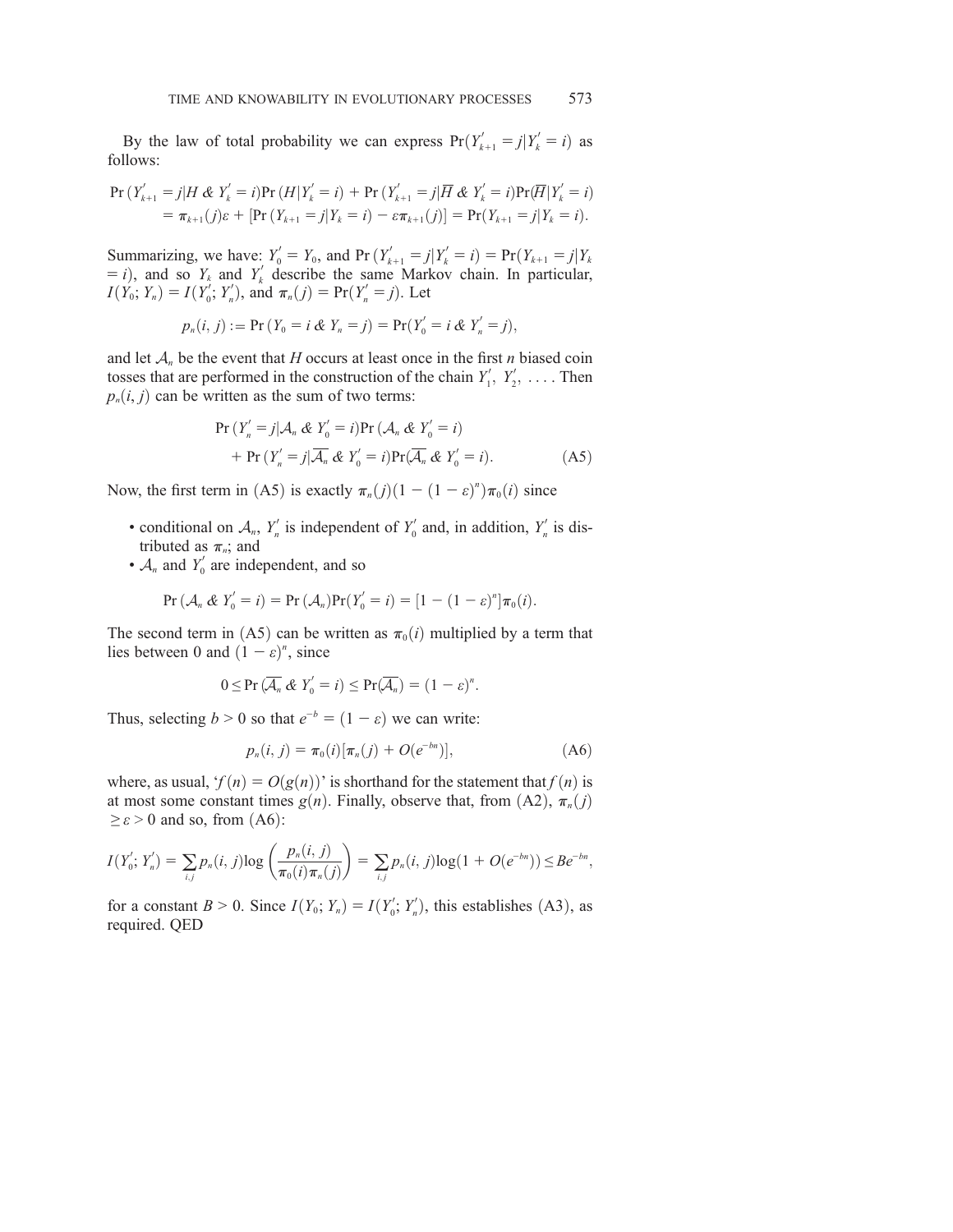By the law of total probability we can express $\Pr(Y'_{k+1} = j | Y'_k = i)$ as follows:

$$\Pr(Y'_{k+1} = j | H \,\&\, Y'_k = i)\Pr(H | Y'_k = i) + \Pr(Y'_{k+1} = j | \overline{H} \,\&\, Y'_k = i)\Pr(\overline{H} | Y'_k = i)$$
$$= \pi_{k+1}(j)\varepsilon + [\Pr(Y_{k+1} = j | Y_k = i) - \varepsilon\pi_{k+1}(j)] = \Pr(Y_{k+1} = j | Y_k = i).$$

Summarizing, we have: $Y'_0 = Y_0$, and $\Pr(Y'_{k+1} = j | Y'_k = i) = \Pr(Y_{k+1} = j | Y_k = i)$, and so $Y_k$ and $Y'_k$ describe the same Markov chain. In particular, $I(Y_0; Y_n) = I(Y'_0; Y'_n)$, and $\pi_n(j) = \Pr(Y'_n = j)$. Let

$$p_n(i, j) := \Pr(Y_0 = i \,\&\, Y_n = j) = \Pr(Y'_0 = i \,\&\, Y'_n = j),$$

and let $\mathcal{A}_n$ be the event that $H$ occurs at least once in the first $n$ biased coin tosses that are performed in the construction of the chain $Y'_1, Y'_2, \ldots$. Then $p_n(i, j)$ can be written as the sum of two terms:

$$\Pr(Y'_n = j | \mathcal{A}_n \,\&\, Y'_0 = i)\Pr(\mathcal{A}_n \,\&\, Y'_0 = i) + \Pr(Y'_n = j | \overline{\mathcal{A}_n} \,\&\, Y'_0 = i)\Pr(\overline{\mathcal{A}_n} \,\&\, Y'_0 = i). \tag{A5}$$

Now, the first term in (A5) is exactly $\pi_n(j)(1 - (1 - \varepsilon)^n)\pi_0(i)$ since

- conditional on $\mathcal{A}_n$, $Y'_n$ is independent of $Y'_0$ and, in addition, $Y'_n$ is distributed as $\pi_n$; and
- $\mathcal{A}_n$ and $Y'_0$ are independent, and so

$$\Pr(\mathcal{A}_n \,\&\, Y'_0 = i) = \Pr(\mathcal{A}_n)\Pr(Y'_0 = i) = [1 - (1 - \varepsilon)^n]\pi_0(i).$$

The second term in (A5) can be written as $\pi_0(i)$ multiplied by a term that lies between 0 and $(1 - \varepsilon)^n$, since

$$0 \leq \Pr(\overline{\mathcal{A}_n} \,\&\, Y'_0 = i) \leq \Pr(\overline{\mathcal{A}_n}) = (1 - \varepsilon)^n.$$

Thus, selecting $b > 0$ so that $e^{-b} = (1 - \varepsilon)$ we can write:

$$p_n(i, j) = \pi_0(i)[\pi_n(j) + O(e^{-bn})], \tag{A6}$$

where, as usual, '$f(n) = O(g(n))$' is shorthand for the statement that $f(n)$ is at most some constant times $g(n)$. Finally, observe that, from (A2), $\pi_n(j) \geq \varepsilon > 0$ and so, from (A6):

$$I(Y'_0; Y'_n) = \sum_{i,j} p_n(i, j)\log\left(\frac{p_n(i, j)}{\pi_0(i)\pi_n(j)}\right) = \sum_{i,j} p_n(i, j)\log(1 + O(e^{-bn})) \leq Be^{-bn},$$

for a constant $B > 0$. Since $I(Y_0; Y_n) = I(Y'_0; Y'_n)$, this establishes (A3), as required. QED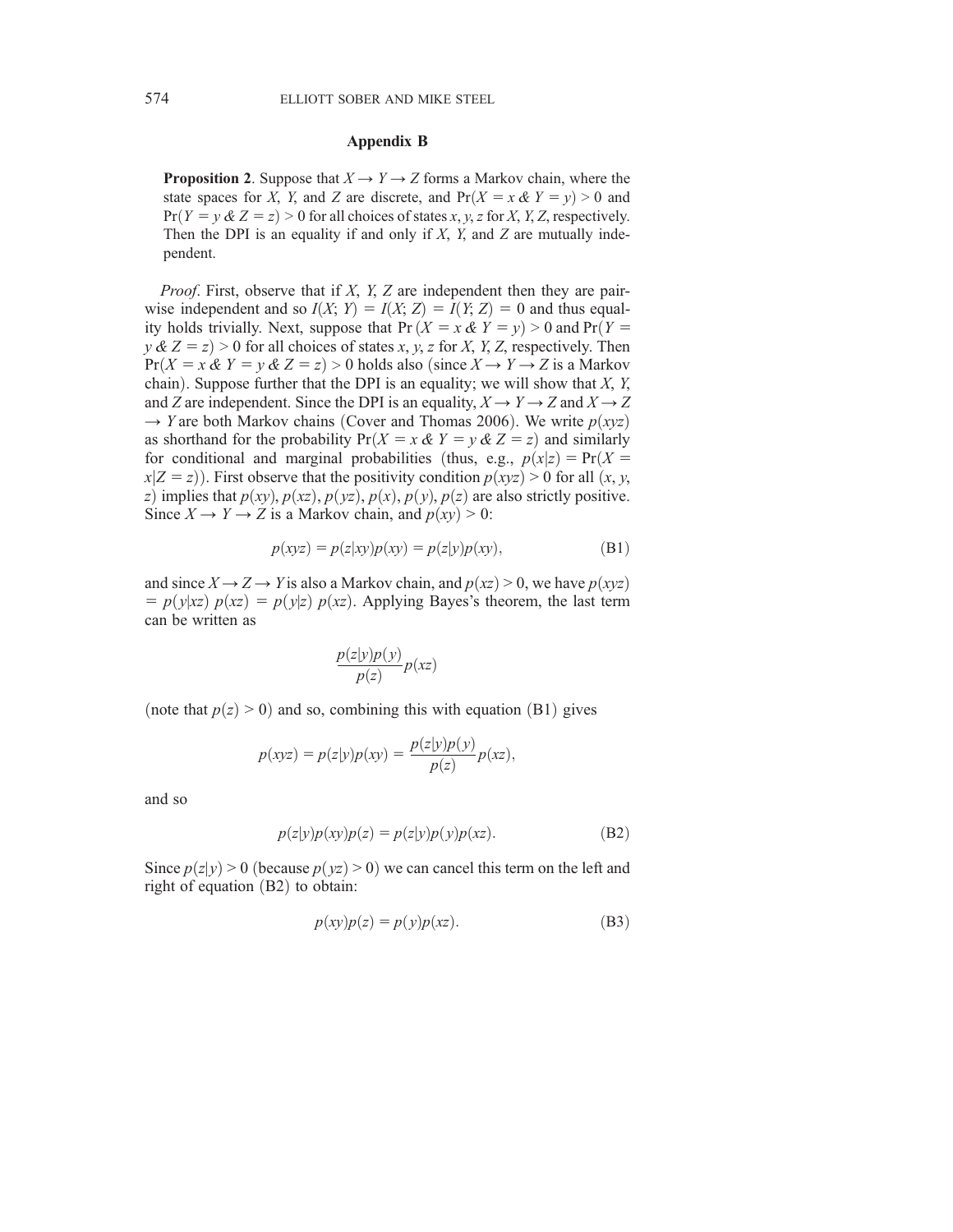## Appendix B

> **Proposition 2**. Suppose that $X \to Y \to Z$ forms a Markov chain, where the state spaces for $X$, $Y$, and $Z$ are discrete, and $\Pr(X = x \,\&\, Y = y) > 0$ and $\Pr(Y = y \,\&\, Z = z) > 0$ for all choices of states $x, y, z$ for $X, Y, Z$, respectively. Then the DPI is an equality if and only if $X$, $Y$, and $Z$ are mutually independent.

*Proof*. First, observe that if $X$, $Y$, $Z$ are independent then they are pairwise independent and so $I(X; Y) = I(X; Z) = I(Y; Z) = 0$ and thus equality holds trivially. Next, suppose that $\Pr(X = x \,\&\, Y = y) > 0$ and $\Pr(Y = y \,\&\, Z = z) > 0$ for all choices of states $x, y, z$ for $X, Y, Z$, respectively. Then $\Pr(X = x \,\&\, Y = y \,\&\, Z = z) > 0$ holds also (since $X \to Y \to Z$ is a Markov chain). Suppose further that the DPI is an equality; we will show that $X$, $Y$, and $Z$ are independent. Since the DPI is an equality, $X \to Y \to Z$ and $X \to Z \to Y$ are both Markov chains (Cover and Thomas 2006). We write $p(xyz)$ as shorthand for the probability $\Pr(X = x \,\&\, Y = y \,\&\, Z = z)$ and similarly for conditional and marginal probabilities (thus, e.g., $p(x|z) = \Pr(X = x|Z = z)$). First observe that the positivity condition $p(xyz) > 0$ for all $(x, y, z)$ implies that $p(xy)$, $p(xz)$, $p(yz)$, $p(x)$, $p(y)$, $p(z)$ are also strictly positive. Since $X \to Y \to Z$ is a Markov chain, and $p(xy) > 0$:

$$p(xyz) = p(z|xy)p(xy) = p(z|y)p(xy), \tag{B1}$$

and since $X \to Z \to Y$ is also a Markov chain, and $p(xz) > 0$, we have $p(xyz) = p(y|xz)\, p(xz) = p(y|z)\, p(xz)$. Applying Bayes's theorem, the last term can be written as

$$\frac{p(z|y)p(y)}{p(z)}p(xz)$$

(note that $p(z) > 0$) and so, combining this with equation (B1) gives

$$p(xyz) = p(z|y)p(xy) = \frac{p(z|y)p(y)}{p(z)}p(xz),$$

and so

$$p(z|y)p(xy)p(z) = p(z|y)p(y)p(xz). \tag{B2}$$

Since $p(z|y) > 0$ (because $p(yz) > 0$) we can cancel this term on the left and right of equation (B2) to obtain:

$$p(xy)p(z) = p(y)p(xz). \tag{B3}$$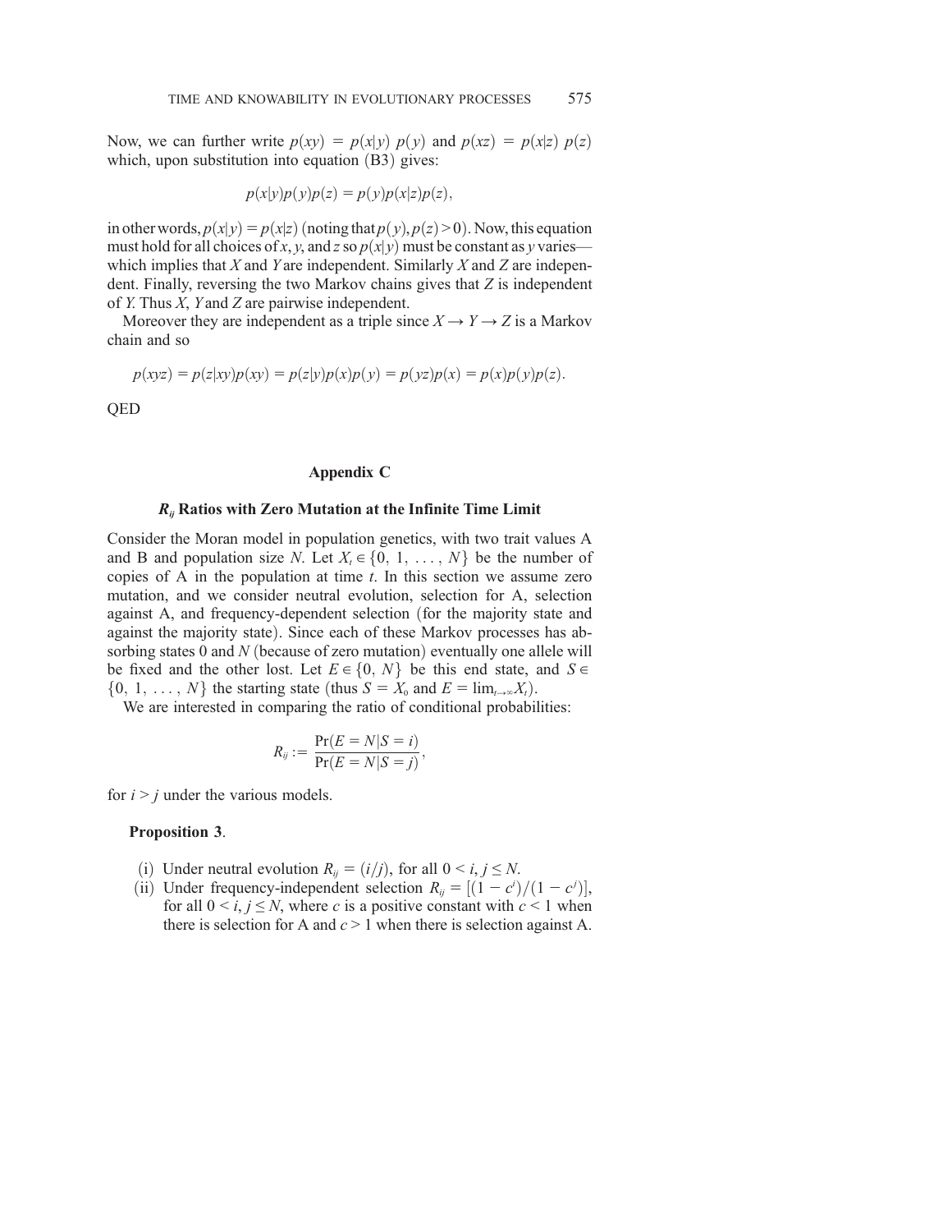Now, we can further write $p(xy) = p(x|y)\, p(y)$ and $p(xz) = p(x|z)\, p(z)$ which, upon substitution into equation (B3) gives:

$$p(x|y)p(y)p(z) = p(y)p(x|z)p(z),$$

in other words, $p(x|y) = p(x|z)$ (noting that $p(y), p(z) > 0$). Now, this equation must hold for all choices of $x$, $y$, and $z$ so $p(x|y)$ must be constant as $y$ varies—which implies that $X$ and $Y$ are independent. Similarly $X$ and $Z$ are independent. Finally, reversing the two Markov chains gives that $Z$ is independent of $Y$. Thus $X$, $Y$ and $Z$ are pairwise independent.

Moreover they are independent as a triple since $X \rightarrow Y \rightarrow Z$ is a Markov chain and so

$$p(xyz) = p(z|xy)p(xy) = p(z|y)p(x)p(y) = p(yz)p(x) = p(x)p(y)p(z).$$

QED

## Appendix C

### $R_{ij}$ Ratios with Zero Mutation at the Infinite Time Limit

Consider the Moran model in population genetics, with two trait values A and B and population size $N$. Let $X_t \in \{0, 1, \ldots, N\}$ be the number of copies of A in the population at time $t$. In this section we assume zero mutation, and we consider neutral evolution, selection for A, selection against A, and frequency-dependent selection (for the majority state and against the majority state). Since each of these Markov processes has absorbing states 0 and $N$ (because of zero mutation) eventually one allele will be fixed and the other lost. Let $E \in \{0, N\}$ be this end state, and $S \in \{0, 1, \ldots, N\}$ the starting state (thus $S = X_0$ and $E = \lim_{t\to\infty} X_t$).

We are interested in comparing the ratio of conditional probabilities:

$$R_{ij} := \frac{\Pr(E = N | S = i)}{\Pr(E = N | S = j)},$$

for $i > j$ under the various models.

**Proposition 3**.

(i) Under neutral evolution $R_{ij} = (i/j)$, for all $0 < i, j \leq N$.

(ii) Under frequency-independent selection $R_{ij} = [(1 - c^i)/(1 - c^j)]$, for all $0 < i, j \leq N$, where $c$ is a positive constant with $c < 1$ when there is selection for A and $c > 1$ when there is selection against A.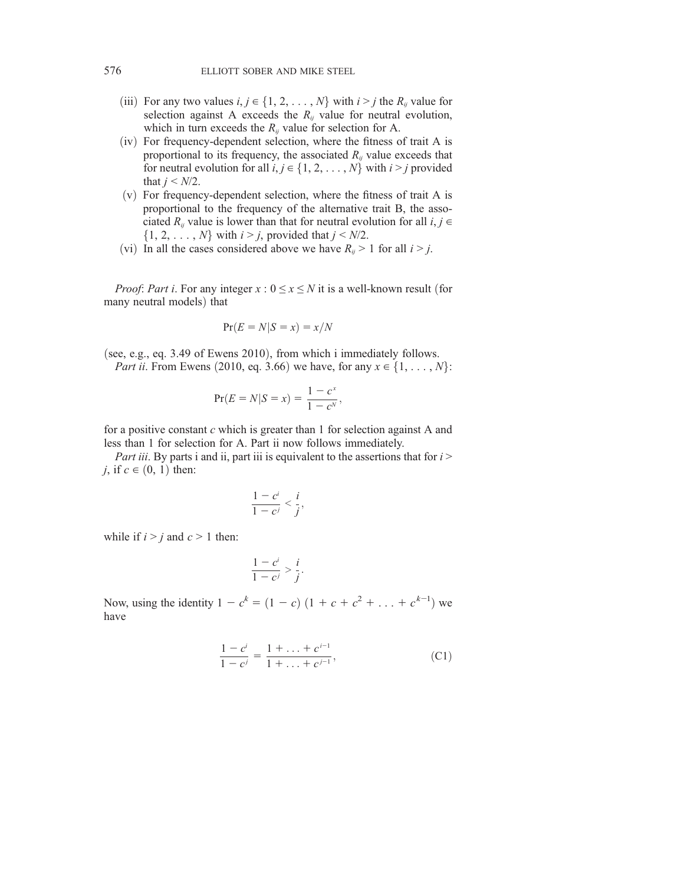(iii) For any two values $i, j \in \{1, 2, \ldots, N\}$ with $i > j$ the $R_{ij}$ value for selection against A exceeds the $R_{ij}$ value for neutral evolution, which in turn exceeds the $R_{ij}$ value for selection for A.

(iv) For frequency-dependent selection, where the fitness of trait A is proportional to its frequency, the associated $R_{ij}$ value exceeds that for neutral evolution for all $i, j \in \{1, 2, \ldots, N\}$ with $i > j$ provided that $j < N/2$.

(v) For frequency-dependent selection, where the fitness of trait A is proportional to the frequency of the alternative trait B, the associated $R_{ij}$ value is lower than that for neutral evolution for all $i, j \in \{1, 2, \ldots, N\}$ with $i > j$, provided that $j < N/2$.

(vi) In all the cases considered above we have $R_{ij} > 1$ for all $i > j$.

*Proof*: *Part i*. For any integer $x : 0 \leq x \leq N$ it is a well-known result (for many neutral models) that

$$\Pr(E = N|S = x) = x/N$$

(see, e.g., eq. 3.49 of Ewens 2010), from which i immediately follows.

*Part ii*. From Ewens (2010, eq. 3.66) we have, for any $x \in \{1, \ldots, N\}$:

$$\Pr(E = N|S = x) = \frac{1 - c^x}{1 - c^N},$$

for a positive constant $c$ which is greater than 1 for selection against A and less than 1 for selection for A. Part ii now follows immediately.

*Part iii*. By parts i and ii, part iii is equivalent to the assertions that for $i > j$, if $c \in (0, 1)$ then:

$$\frac{1 - c^i}{1 - c^j} < \frac{i}{j},$$

while if $i > j$ and $c > 1$ then:

$$\frac{1 - c^i}{1 - c^j} > \frac{i}{j}.$$

Now, using the identity $1 - c^k = (1 - c)\,(1 + c + c^2 + \ldots + c^{k-1})$ we have

$$\frac{1 - c^i}{1 - c^j} = \frac{1 + \ldots + c^{i-1}}{1 + \ldots + c^{j-1}}, \tag{C1}$$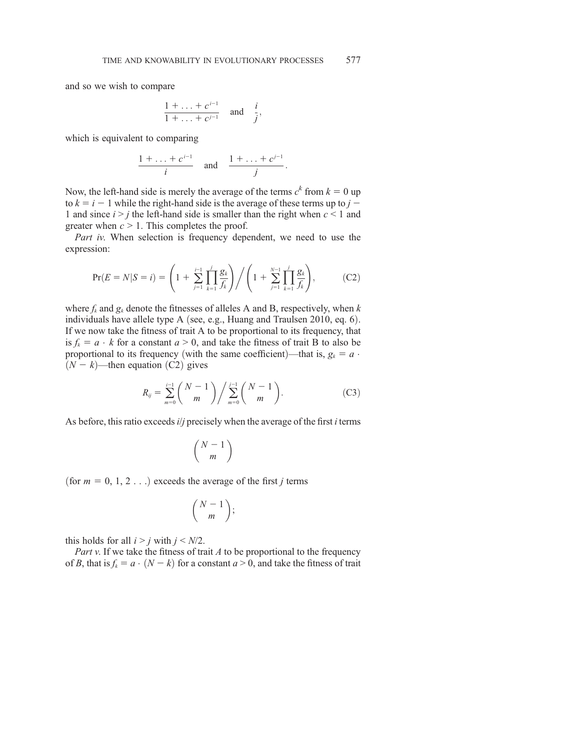and so we wish to compare

$$\frac{1 + \ldots + c^{i-1}}{1 + \ldots + c^{j-1}} \quad \text{and} \quad \frac{i}{j},$$

which is equivalent to comparing

$$\frac{1 + \ldots + c^{i-1}}{i} \quad \text{and} \quad \frac{1 + \ldots + c^{j-1}}{j}.$$

Now, the left-hand side is merely the average of the terms $c^k$ from $k = 0$ up to $k = i - 1$ while the right-hand side is the average of these terms up to $j - 1$ and since $i > j$ the left-hand side is smaller than the right when $c < 1$ and greater when $c > 1$. This completes the proof.

*Part iv.* When selection is frequency dependent, we need to use the expression:

$$\Pr(E = N | S = i) = \left(1 + \sum_{j=1}^{i-1} \prod_{k=1}^{j} \frac{g_k}{f_k}\right) \bigg/ \left(1 + \sum_{j=1}^{N-1} \prod_{k=1}^{j} \frac{g_k}{f_k}\right), \tag{C2}$$

where $f_k$ and $g_k$ denote the fitnesses of alleles A and B, respectively, when $k$ individuals have allele type A (see, e.g., Huang and Traulsen 2010, eq. 6). If we now take the fitness of trait A to be proportional to its frequency, that is $f_k = a \cdot k$ for a constant $a > 0$, and take the fitness of trait B to also be proportional to its frequency (with the same coefficient)—that is, $g_k = a \cdot (N - k)$—then equation (C2) gives

$$R_{ij} = \sum_{m=0}^{i-1} \binom{N-1}{m} \bigg/ \sum_{m=0}^{j-1} \binom{N-1}{m}. \tag{C3}$$

As before, this ratio exceeds $i/j$ precisely when the average of the first $i$ terms

$$\binom{N-1}{m}$$

(for $m = 0, 1, 2 \ldots$) exceeds the average of the first $j$ terms

$$\binom{N-1}{m};$$

this holds for all $i > j$ with $j < N/2$.

*Part v.* If we take the fitness of trait $A$ to be proportional to the frequency of $B$, that is $f_k = a \cdot (N - k)$ for a constant $a > 0$, and take the fitness of trait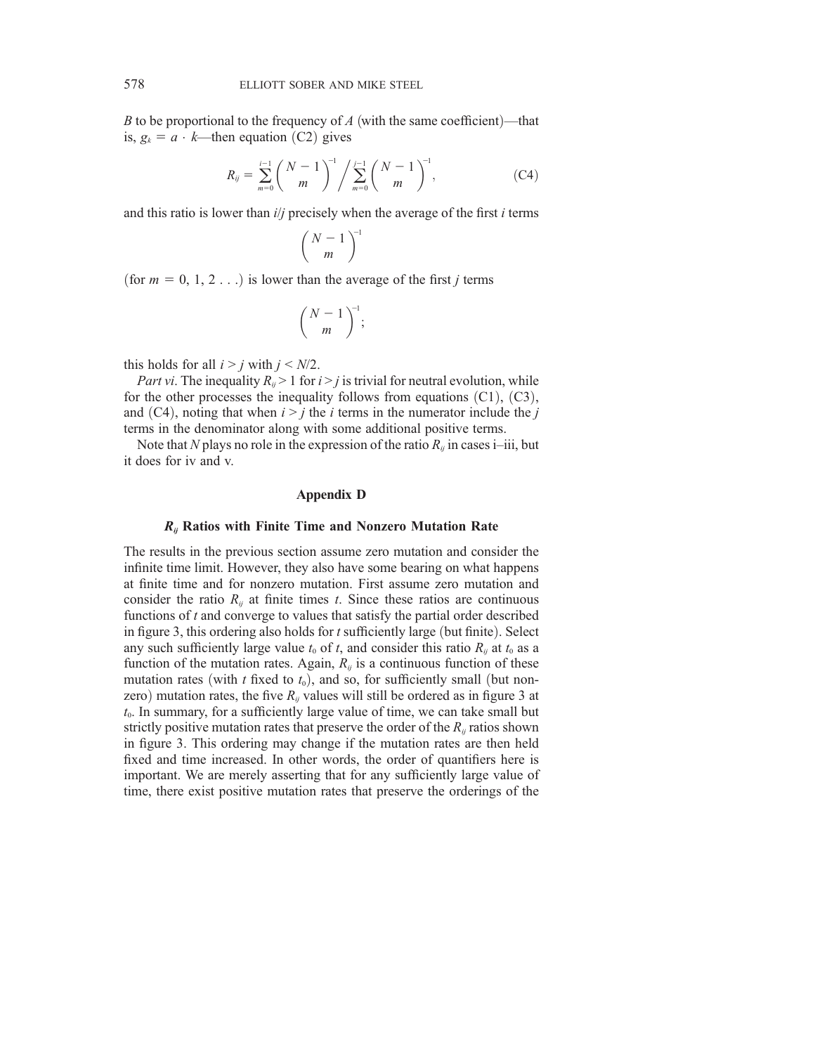$B$ to be proportional to the frequency of $A$ (with the same coefficient)—that is, $g_k = a \cdot k$—then equation (C2) gives

$$R_{ij} = \sum_{m=0}^{i-1} \binom{N-1}{m}^{-1} \Bigg/ \sum_{m=0}^{j-1} \binom{N-1}{m}^{-1}, \tag{C4}$$

and this ratio is lower than $i/j$ precisely when the average of the first $i$ terms

$$\binom{N-1}{m}^{-1}$$

(for $m = 0, 1, 2 \ldots$) is lower than the average of the first $j$ terms

$$\binom{N-1}{m}^{-1};$$

this holds for all $i > j$ with $j < N/2$.

*Part vi*. The inequality $R_{ij} > 1$ for $i > j$ is trivial for neutral evolution, while for the other processes the inequality follows from equations (C1), (C3), and (C4), noting that when $i > j$ the $i$ terms in the numerator include the $j$ terms in the denominator along with some additional positive terms.

Note that $N$ plays no role in the expression of the ratio $R_{ij}$ in cases i–iii, but it does for iv and v.

## Appendix D

### $R_{ij}$ Ratios with Finite Time and Nonzero Mutation Rate

The results in the previous section assume zero mutation and consider the infinite time limit. However, they also have some bearing on what happens at finite time and for nonzero mutation. First assume zero mutation and consider the ratio $R_{ij}$ at finite times $t$. Since these ratios are continuous functions of $t$ and converge to values that satisfy the partial order described in figure 3, this ordering also holds for $t$ sufficiently large (but finite). Select any such sufficiently large value $t_0$ of $t$, and consider this ratio $R_{ij}$ at $t_0$ as a function of the mutation rates. Again, $R_{ij}$ is a continuous function of these mutation rates (with $t$ fixed to $t_0$), and so, for sufficiently small (but nonzero) mutation rates, the five $R_{ij}$ values will still be ordered as in figure 3 at $t_0$. In summary, for a sufficiently large value of time, we can take small but strictly positive mutation rates that preserve the order of the $R_{ij}$ ratios shown in figure 3. This ordering may change if the mutation rates are then held fixed and time increased. In other words, the order of quantifiers here is important. We are merely asserting that for any sufficiently large value of time, there exist positive mutation rates that preserve the orderings of the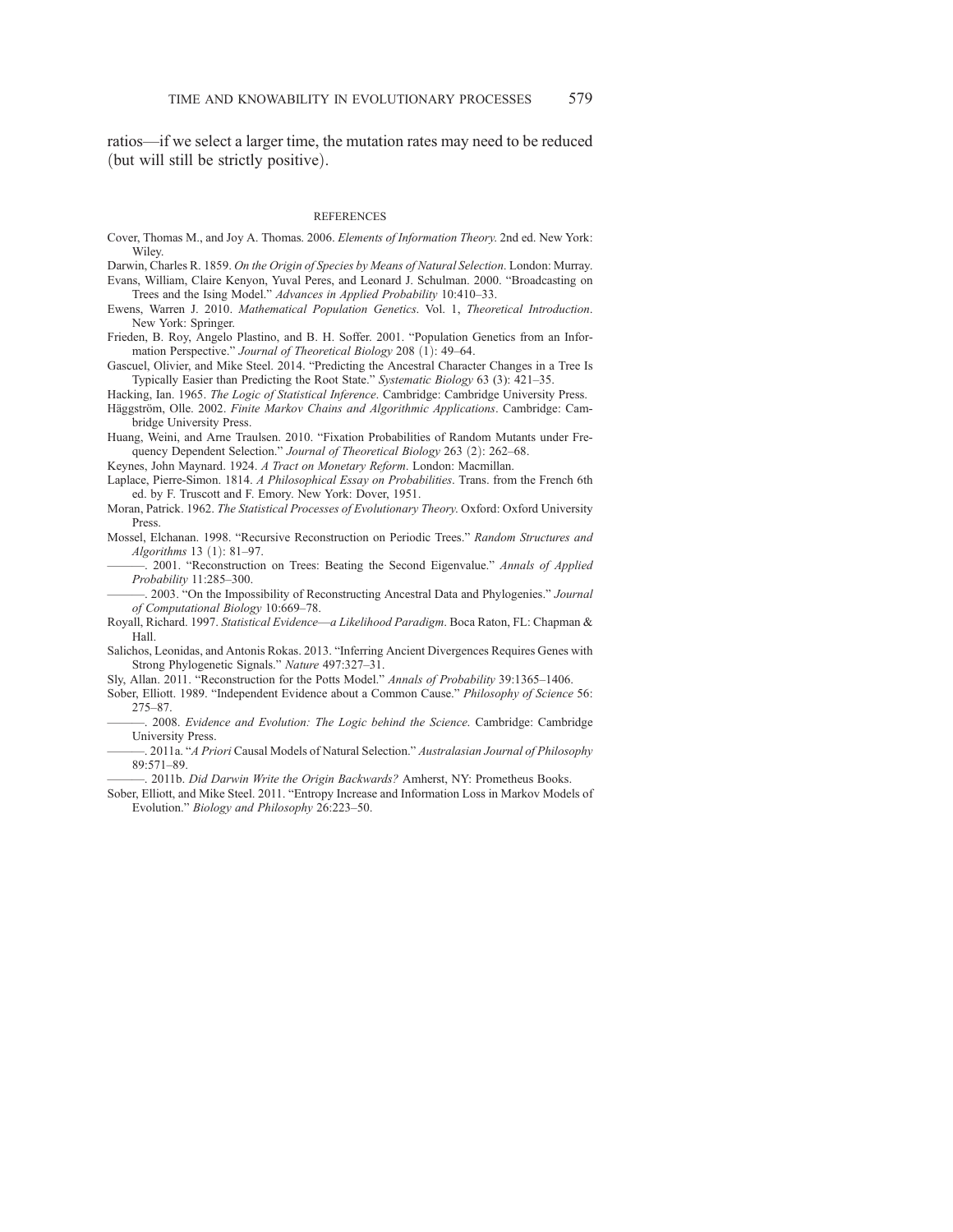ratios—if we select a larger time, the mutation rates may need to be reduced (but will still be strictly positive).

## REFERENCES

Cover, Thomas M., and Joy A. Thomas. 2006. *Elements of Information Theory*. 2nd ed. New York: Wiley.

Darwin, Charles R. 1859. *On the Origin of Species by Means of Natural Selection*. London: Murray.

Evans, William, Claire Kenyon, Yuval Peres, and Leonard J. Schulman. 2000. "Broadcasting on Trees and the Ising Model." *Advances in Applied Probability* 10:410–33.

Ewens, Warren J. 2010. *Mathematical Population Genetics*. Vol. 1, *Theoretical Introduction*. New York: Springer.

Frieden, B. Roy, Angelo Plastino, and B. H. Soffer. 2001. "Population Genetics from an Information Perspective." *Journal of Theoretical Biology* 208 (1): 49–64.

Gascuel, Olivier, and Mike Steel. 2014. "Predicting the Ancestral Character Changes in a Tree Is Typically Easier than Predicting the Root State." *Systematic Biology* 63 (3): 421–35.

Hacking, Ian. 1965. *The Logic of Statistical Inference*. Cambridge: Cambridge University Press.

Häggström, Olle. 2002. *Finite Markov Chains and Algorithmic Applications*. Cambridge: Cambridge University Press.

Huang, Weini, and Arne Traulsen. 2010. "Fixation Probabilities of Random Mutants under Frequency Dependent Selection." *Journal of Theoretical Biology* 263 (2): 262–68.

Keynes, John Maynard. 1924. *A Tract on Monetary Reform*. London: Macmillan.

Laplace, Pierre-Simon. 1814. *A Philosophical Essay on Probabilities*. Trans. from the French 6th ed. by F. Truscott and F. Emory. New York: Dover, 1951.

Moran, Patrick. 1962. *The Statistical Processes of Evolutionary Theory*. Oxford: Oxford University Press.

Mossel, Elchanan. 1998. "Recursive Reconstruction on Periodic Trees." *Random Structures and Algorithms* 13 (1): 81–97.

———. 2001. "Reconstruction on Trees: Beating the Second Eigenvalue." *Annals of Applied Probability* 11:285–300.

———. 2003. "On the Impossibility of Reconstructing Ancestral Data and Phylogenies." *Journal of Computational Biology* 10:669–78.

Royall, Richard. 1997. *Statistical Evidence—a Likelihood Paradigm*. Boca Raton, FL: Chapman & Hall.

Salichos, Leonidas, and Antonis Rokas. 2013. "Inferring Ancient Divergences Requires Genes with Strong Phylogenetic Signals." *Nature* 497:327–31.

Sly, Allan. 2011. "Reconstruction for the Potts Model." *Annals of Probability* 39:1365–1406.

Sober, Elliott. 1989. "Independent Evidence about a Common Cause." *Philosophy of Science* 56: 275–87.

———. 2008. *Evidence and Evolution: The Logic behind the Science*. Cambridge: Cambridge University Press.

———. 2011a. "*A Priori* Causal Models of Natural Selection." *Australasian Journal of Philosophy* 89:571–89.

———. 2011b. *Did Darwin Write the Origin Backwards?* Amherst, NY: Prometheus Books.

Sober, Elliott, and Mike Steel. 2011. "Entropy Increase and Information Loss in Markov Models of Evolution." *Biology and Philosophy* 26:223–50.